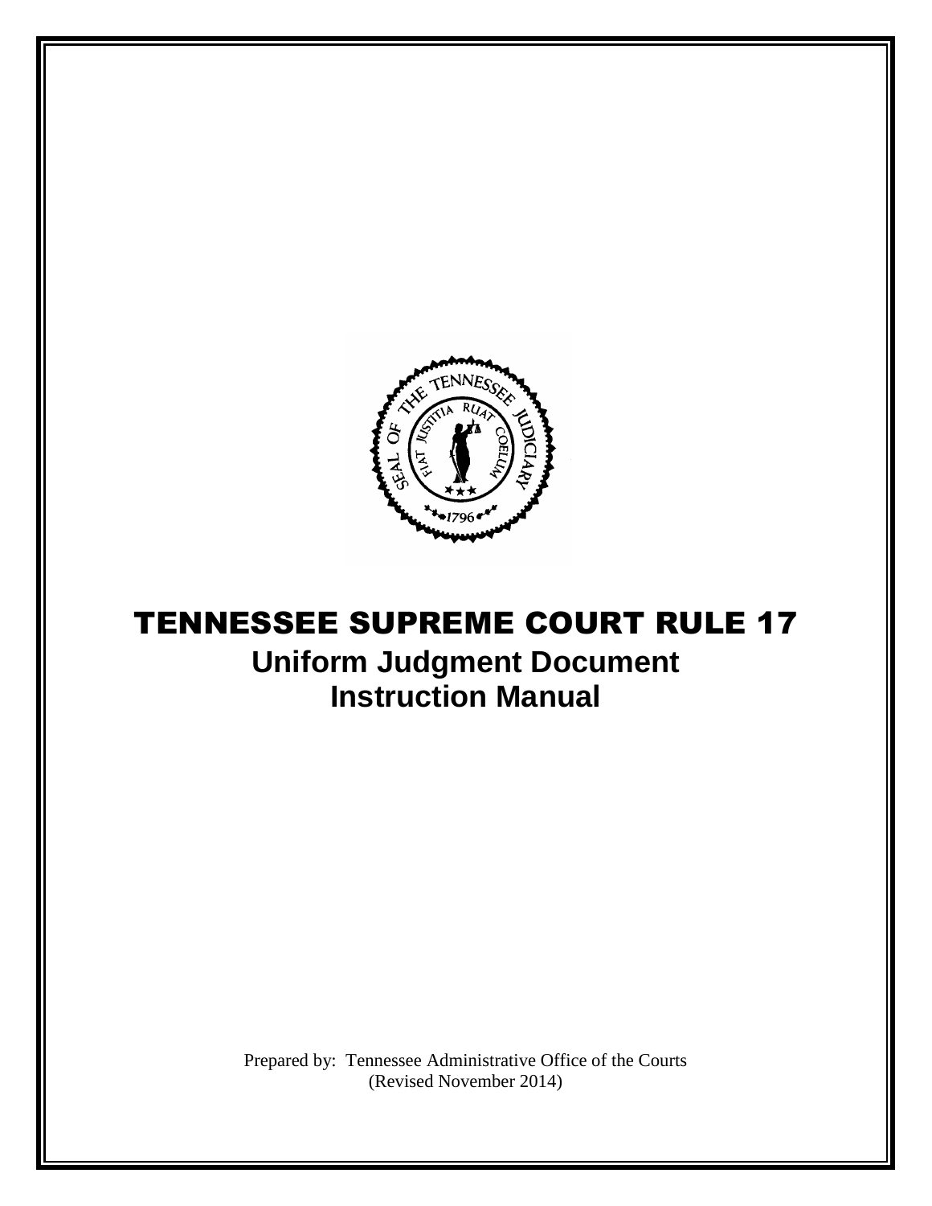# TENNESSEE SUPREME COURT RULE 17

## Uniform Judgment Document
## Instruction Manual

Prepared by: Tennessee Administrative Office of the Courts
(Revised November 2014)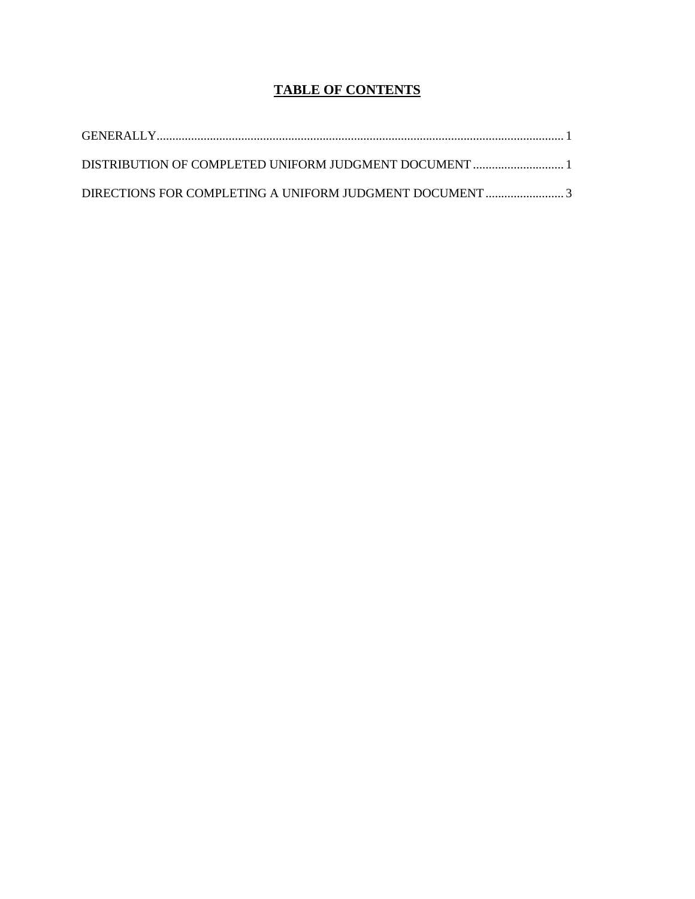# TABLE OF CONTENTS

GENERALLY .......... 1

DISTRIBUTION OF COMPLETED UNIFORM JUDGMENT DOCUMENT .......... 1

DIRECTIONS FOR COMPLETING A UNIFORM JUDGMENT DOCUMENT .......... 3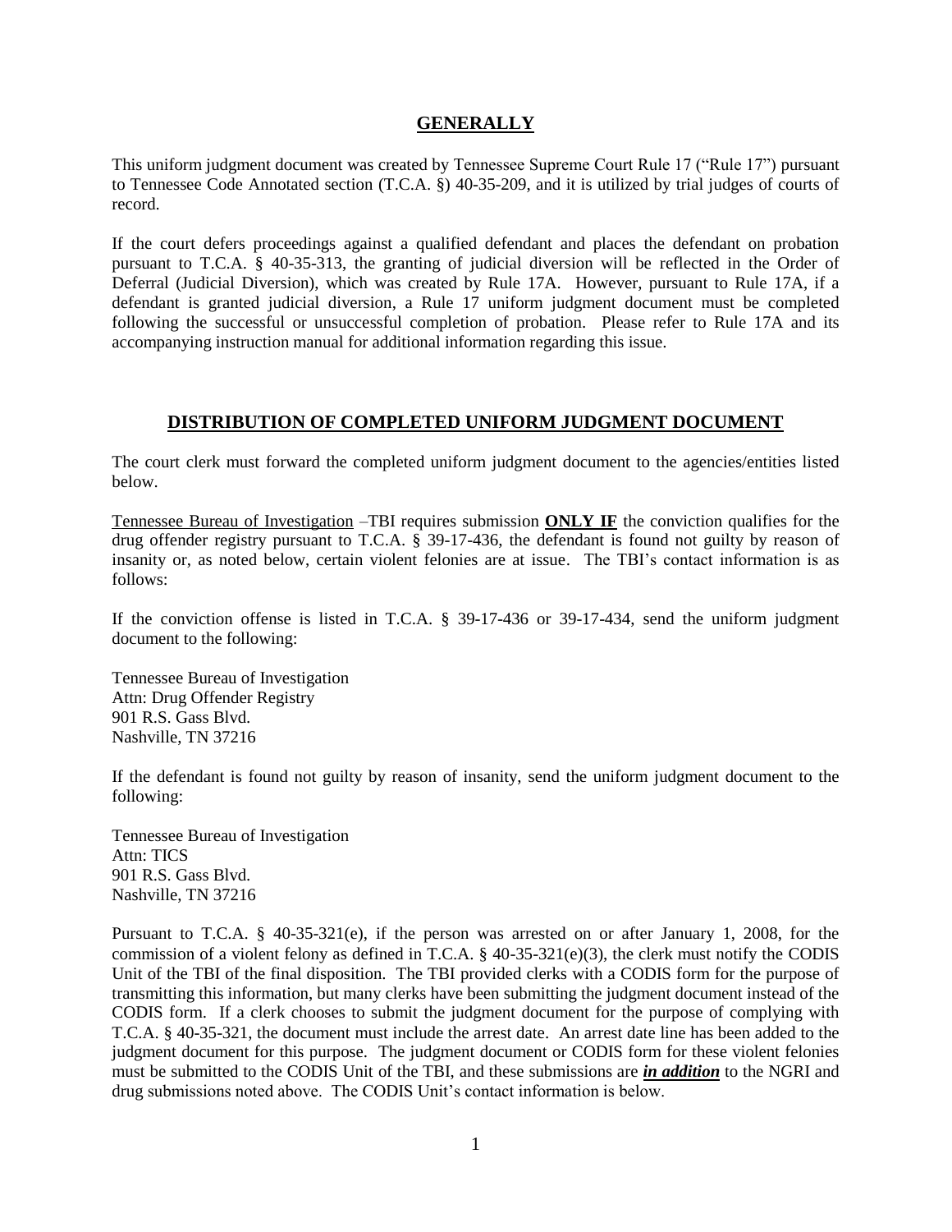## GENERALLY

This uniform judgment document was created by Tennessee Supreme Court Rule 17 ("Rule 17") pursuant to Tennessee Code Annotated section (T.C.A. §) 40-35-209, and it is utilized by trial judges of courts of record.

If the court defers proceedings against a qualified defendant and places the defendant on probation pursuant to T.C.A. § 40-35-313, the granting of judicial diversion will be reflected in the Order of Deferral (Judicial Diversion), which was created by Rule 17A. However, pursuant to Rule 17A, if a defendant is granted judicial diversion, a Rule 17 uniform judgment document must be completed following the successful or unsuccessful completion of probation. Please refer to Rule 17A and its accompanying instruction manual for additional information regarding this issue.

## DISTRIBUTION OF COMPLETED UNIFORM JUDGMENT DOCUMENT

The court clerk must forward the completed uniform judgment document to the agencies/entities listed below.

Tennessee Bureau of Investigation –TBI requires submission **ONLY IF** the conviction qualifies for the drug offender registry pursuant to T.C.A. § 39-17-436, the defendant is found not guilty by reason of insanity or, as noted below, certain violent felonies are at issue. The TBI's contact information is as follows:

If the conviction offense is listed in T.C.A. § 39-17-436 or 39-17-434, send the uniform judgment document to the following:

Tennessee Bureau of Investigation
Attn: Drug Offender Registry
901 R.S. Gass Blvd.
Nashville, TN 37216

If the defendant is found not guilty by reason of insanity, send the uniform judgment document to the following:

Tennessee Bureau of Investigation
Attn: TICS
901 R.S. Gass Blvd.
Nashville, TN 37216

Pursuant to T.C.A. § 40-35-321(e), if the person was arrested on or after January 1, 2008, for the commission of a violent felony as defined in T.C.A. § 40-35-321(e)(3), the clerk must notify the CODIS Unit of the TBI of the final disposition. The TBI provided clerks with a CODIS form for the purpose of transmitting this information, but many clerks have been submitting the judgment document instead of the CODIS form. If a clerk chooses to submit the judgment document for the purpose of complying with T.C.A. § 40-35-321, the document must include the arrest date. An arrest date line has been added to the judgment document for this purpose. The judgment document or CODIS form for these violent felonies must be submitted to the CODIS Unit of the TBI, and these submissions are ***in addition*** to the NGRI and drug submissions noted above. The CODIS Unit's contact information is below.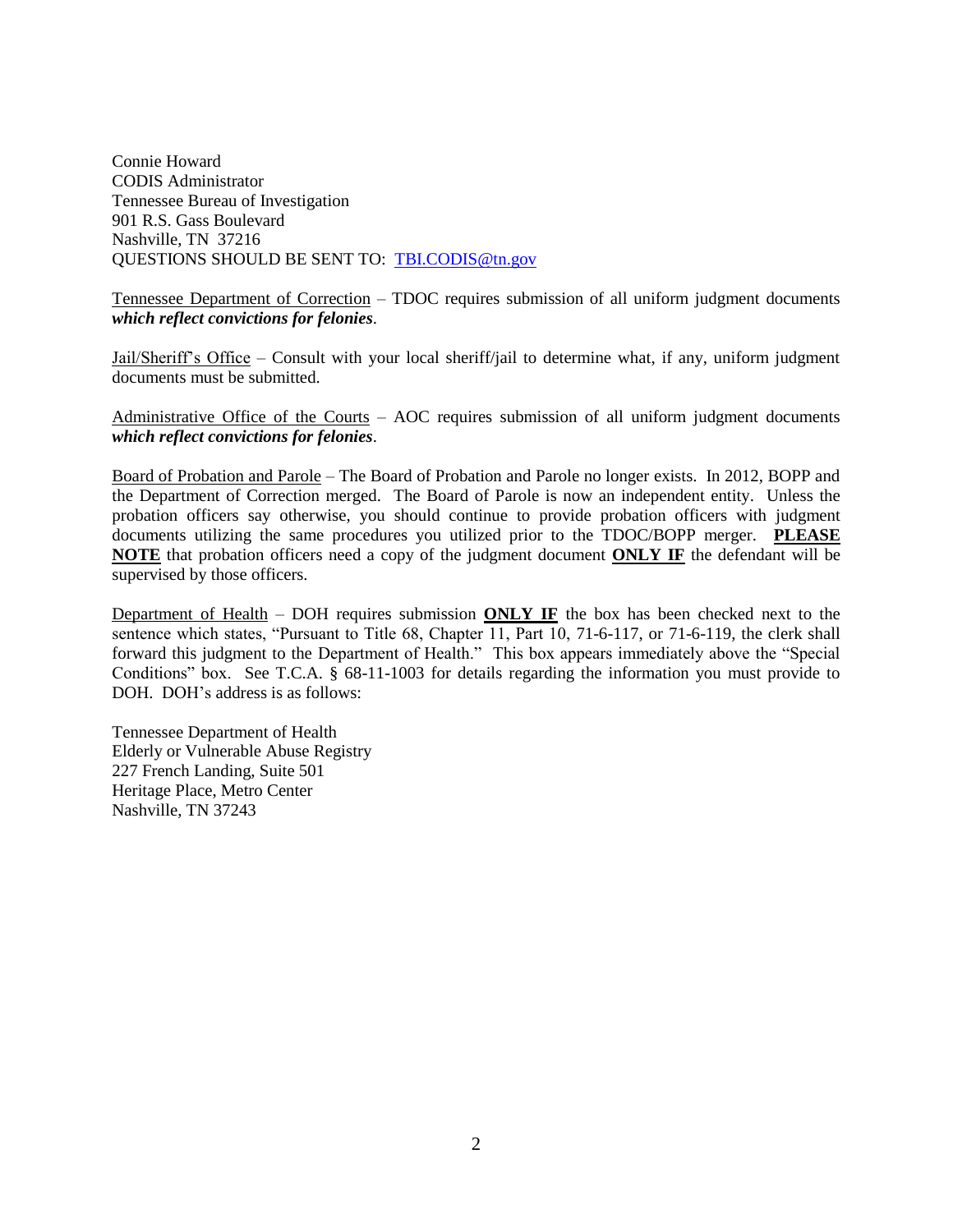Connie Howard  
CODIS Administrator  
Tennessee Bureau of Investigation  
901 R.S. Gass Boulevard  
Nashville, TN 37216  
QUESTIONS SHOULD BE SENT TO: [TBI.CODIS@tn.gov](mailto:TBI.CODIS@tn.gov)

Tennessee Department of Correction – TDOC requires submission of all uniform judgment documents ***which reflect convictions for felonies***.

Jail/Sheriff's Office – Consult with your local sheriff/jail to determine what, if any, uniform judgment documents must be submitted.

Administrative Office of the Courts – AOC requires submission of all uniform judgment documents ***which reflect convictions for felonies***.

Board of Probation and Parole – The Board of Probation and Parole no longer exists. In 2012, BOPP and the Department of Correction merged. The Board of Parole is now an independent entity. Unless the probation officers say otherwise, you should continue to provide probation officers with judgment documents utilizing the same procedures you utilized prior to the TDOC/BOPP merger. **PLEASE NOTE** that probation officers need a copy of the judgment document **ONLY IF** the defendant will be supervised by those officers.

Department of Health – DOH requires submission **ONLY IF** the box has been checked next to the sentence which states, "Pursuant to Title 68, Chapter 11, Part 10, 71-6-117, or 71-6-119, the clerk shall forward this judgment to the Department of Health." This box appears immediately above the "Special Conditions" box. See T.C.A. § 68-11-1003 for details regarding the information you must provide to DOH. DOH's address is as follows:

Tennessee Department of Health  
Elderly or Vulnerable Abuse Registry  
227 French Landing, Suite 501  
Heritage Place, Metro Center  
Nashville, TN 37243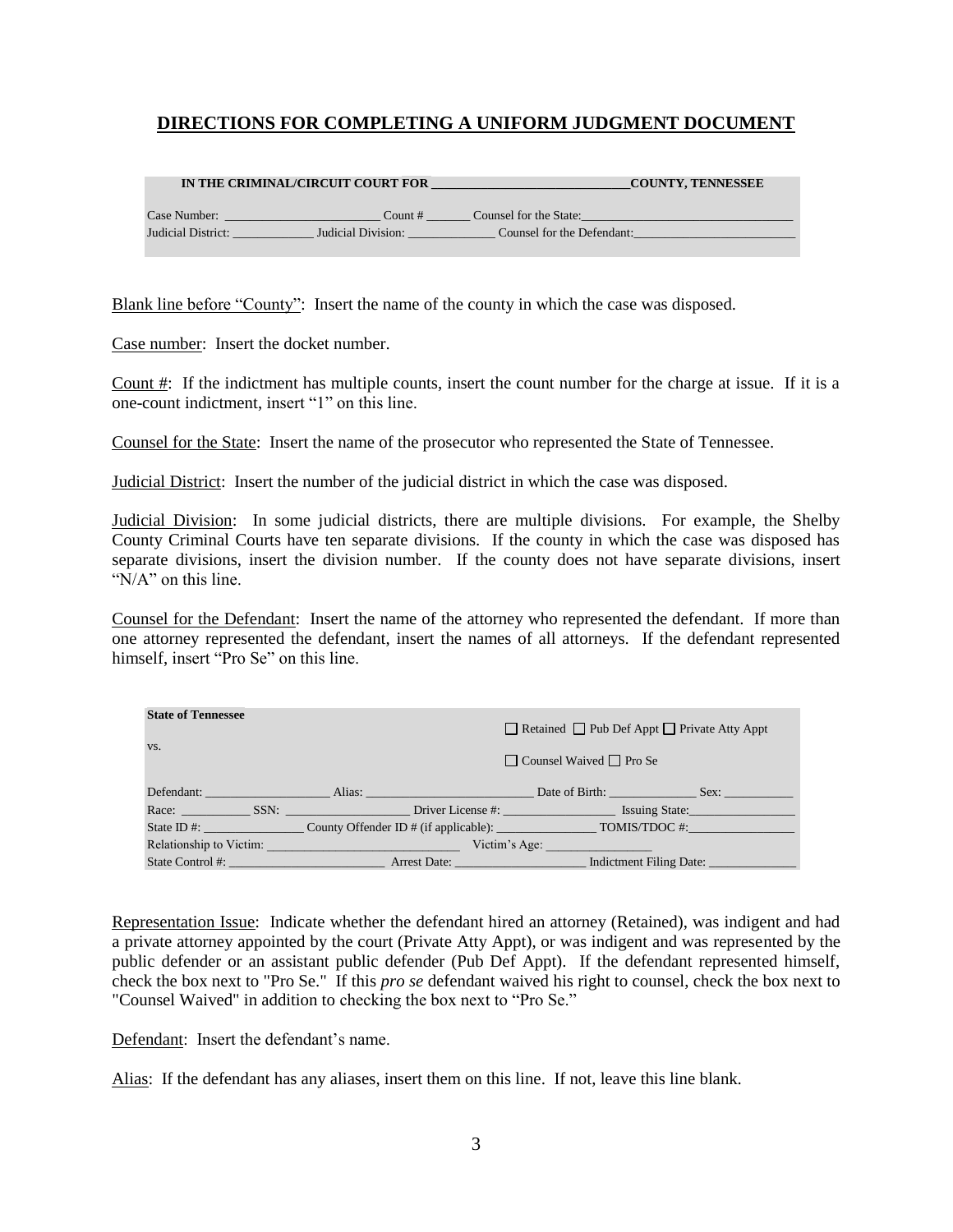## DIRECTIONS FOR COMPLETING A UNIFORM JUDGMENT DOCUMENT

**IN THE CRIMINAL/CIRCUIT COURT FOR ______________________________COUNTY, TENNESSEE**

Case Number: ________________________ Count # _______ Counsel for the State:________________________________
Judicial District: _____________ Judicial Division: _____________ Counsel for the Defendant:________________________

Blank line before "County": Insert the name of the county in which the case was disposed.

Case number: Insert the docket number.

Count #: If the indictment has multiple counts, insert the count number for the charge at issue. If it is a one-count indictment, insert "1" on this line.

Counsel for the State: Insert the name of the prosecutor who represented the State of Tennessee.

Judicial District: Insert the number of the judicial district in which the case was disposed.

Judicial Division: In some judicial districts, there are multiple divisions. For example, the Shelby County Criminal Courts have ten separate divisions. If the county in which the case was disposed has separate divisions, insert the division number. If the county does not have separate divisions, insert "N/A" on this line.

Counsel for the Defendant: Insert the name of the attorney who represented the defendant. If more than one attorney represented the defendant, insert the names of all attorneys. If the defendant represented himself, insert "Pro Se" on this line.

**State of Tennessee**

vs.

☐ Retained ☐ Pub Def Appt ☐ Private Atty Appt

☐ Counsel Waived ☐ Pro Se

Defendant: ___________________ Alias: _________________________ Date of Birth: _____________ Sex: ___________
Race: __________ SSN: ___________________ Driver License #: __________________ Issuing State:________________
State ID #: _______________ County Offender ID # (if applicable): _______________ TOMIS/TDOC #:________________
Relationship to Victim: ______________________________ Victim's Age: ________________
State Control #: ________________________ Arrest Date: ____________________ Indictment Filing Date: _____________

Representation Issue: Indicate whether the defendant hired an attorney (Retained), was indigent and had a private attorney appointed by the court (Private Atty Appt), or was indigent and was represented by the public defender or an assistant public defender (Pub Def Appt). If the defendant represented himself, check the box next to "Pro Se." If this *pro se* defendant waived his right to counsel, check the box next to "Counsel Waived" in addition to checking the box next to "Pro Se."

Defendant: Insert the defendant's name.

Alias: If the defendant has any aliases, insert them on this line. If not, leave this line blank.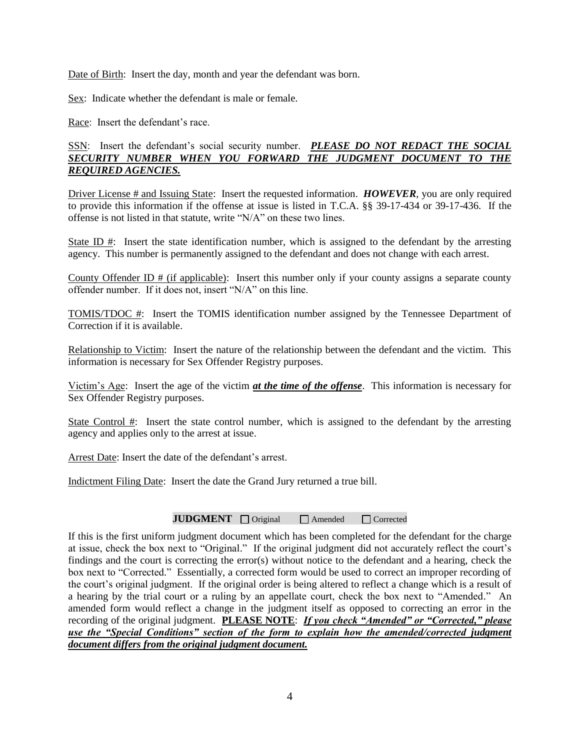<u>Date of Birth</u>: Insert the day, month and year the defendant was born.

<u>Sex</u>: Indicate whether the defendant is male or female.

<u>Race</u>: Insert the defendant's race.

<u>SSN</u>: Insert the defendant's social security number. ***<u>PLEASE DO NOT REDACT THE SOCIAL SECURITY NUMBER WHEN YOU FORWARD THE JUDGMENT DOCUMENT TO THE REQUIRED AGENCIES.</u>***

<u>Driver License # and Issuing State</u>: Insert the requested information. ***HOWEVER***, you are only required to provide this information if the offense at issue is listed in T.C.A. §§ 39-17-434 or 39-17-436. If the offense is not listed in that statute, write "N/A" on these two lines.

<u>State ID #</u>: Insert the state identification number, which is assigned to the defendant by the arresting agency. This number is permanently assigned to the defendant and does not change with each arrest.

<u>County Offender ID # (if applicable)</u>: Insert this number only if your county assigns a separate county offender number. If it does not, insert "N/A" on this line.

<u>TOMIS/TDOC #</u>: Insert the TOMIS identification number assigned by the Tennessee Department of Correction if it is available.

<u>Relationship to Victim</u>: Insert the nature of the relationship between the defendant and the victim. This information is necessary for Sex Offender Registry purposes.

<u>Victim's Age</u>: Insert the age of the victim ***<u>at the time of the offense</u>***. This information is necessary for Sex Offender Registry purposes.

<u>State Control #</u>: Insert the state control number, which is assigned to the defendant by the arresting agency and applies only to the arrest at issue.

<u>Arrest Date</u>: Insert the date of the defendant's arrest.

<u>Indictment Filing Date</u>: Insert the date the Grand Jury returned a true bill.

**JUDGMENT** ☐ Original ☐ Amended ☐ Corrected

If this is the first uniform judgment document which has been completed for the defendant for the charge at issue, check the box next to "Original." If the original judgment did not accurately reflect the court's findings and the court is correcting the error(s) without notice to the defendant and a hearing, check the box next to "Corrected." Essentially, a corrected form would be used to correct an improper recording of the court's original judgment. If the original order is being altered to reflect a change which is a result of a hearing by the trial court or a ruling by an appellate court, check the box next to "Amended." An amended form would reflect a change in the judgment itself as opposed to correcting an error in the recording of the original judgment. **<u>PLEASE NOTE</u>**: ***<u>If you check "Amended" or "Corrected," please use the "Special Conditions" section of the form to explain how the amended/corrected judgment document differs from the original judgment document.</u>***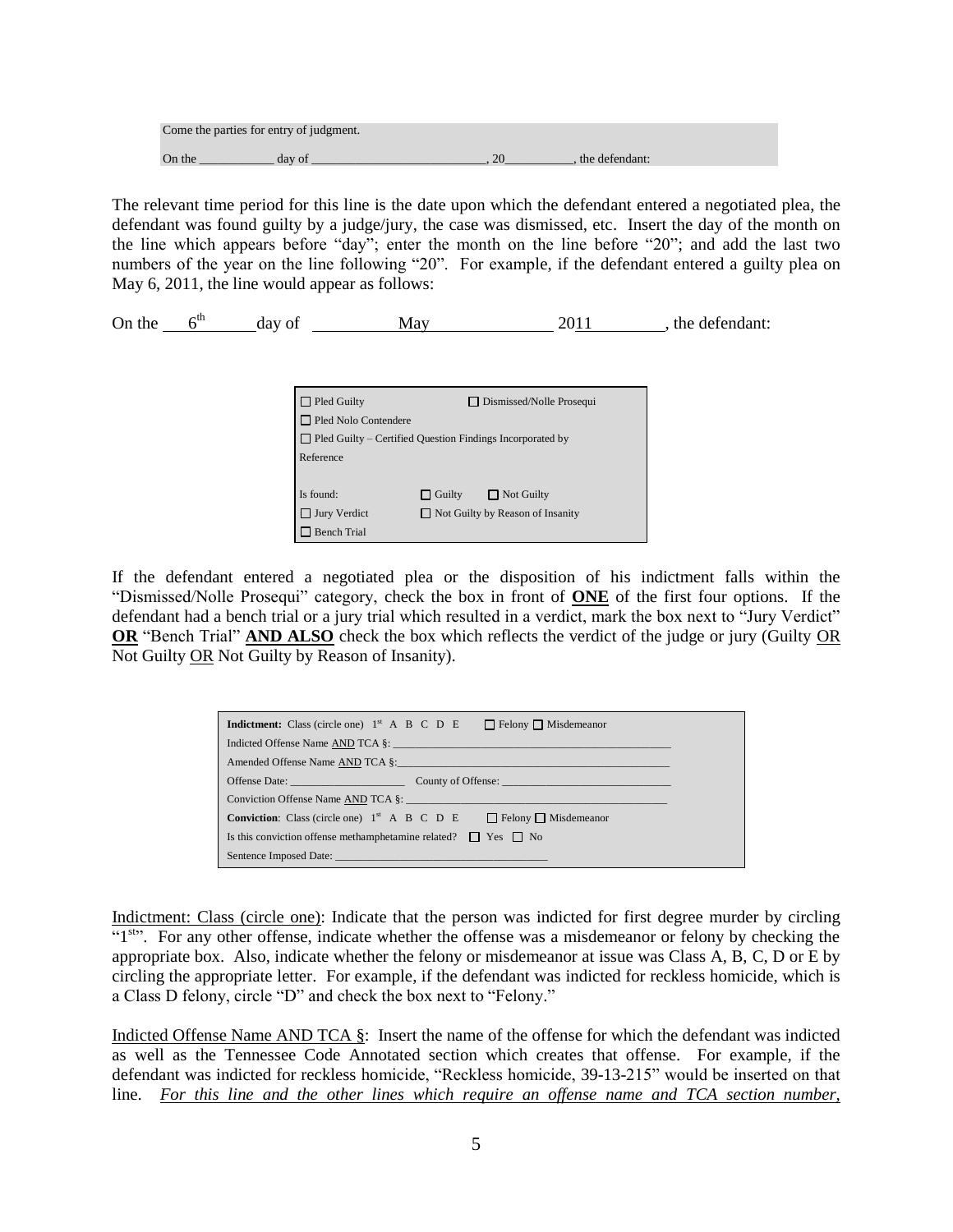Come the parties for entry of judgment.

On the ___________ day of ___________________________, 20__________, the defendant:

The relevant time period for this line is the date upon which the defendant entered a negotiated plea, the defendant was found guilty by a judge/jury, the case was dismissed, etc. Insert the day of the month on the line which appears before "day"; enter the month on the line before "20"; and add the last two numbers of the year on the line following "20". For example, if the defendant entered a guilty plea on May 6, 2011, the line would appear as follows:

On the $\underline{\quad 6^{th} \quad}$ day of $\underline{\quad\quad May \quad\quad}$ 20$\underline{11\quad\quad}$, the defendant:

☐ Pled Guilty ☐ Dismissed/Nolle Prosequi
☐ Pled Nolo Contendere
☐ Pled Guilty – Certified Question Findings Incorporated by Reference

Is found: ☐ Guilty ☐ Not Guilty
☐ Jury Verdict ☐ Not Guilty by Reason of Insanity
☐ Bench Trial

If the defendant entered a negotiated plea or the disposition of his indictment falls within the "Dismissed/Nolle Prosequi" category, check the box in front of **ONE** of the first four options. If the defendant had a bench trial or a jury trial which resulted in a verdict, mark the box next to "Jury Verdict" **OR** "Bench Trial" **AND ALSO** check the box which reflects the verdict of the judge or jury (Guilty OR Not Guilty OR Not Guilty by Reason of Insanity).

**Indictment:** Class (circle one) 1st A B C D E ☐ Felony ☐ Misdemeanor
Indicted Offense Name AND TCA §: ____________________________________________
Amended Offense Name AND TCA §: ____________________________________________
Offense Date: ____________________ County of Offense: ____________________________
Conviction Offense Name AND TCA §: __________________________________________
**Conviction**: Class (circle one) 1st A B C D E ☐ Felony ☐ Misdemeanor
Is this conviction offense methamphetamine related? ☐ Yes ☐ No
Sentence Imposed Date: ___________________________________

Indictment: Class (circle one): Indicate that the person was indicted for first degree murder by circling "1st". For any other offense, indicate whether the offense was a misdemeanor or felony by checking the appropriate box. Also, indicate whether the felony or misdemeanor at issue was Class A, B, C, D or E by circling the appropriate letter. For example, if the defendant was indicted for reckless homicide, which is a Class D felony, circle "D" and check the box next to "Felony."

Indicted Offense Name AND TCA §: Insert the name of the offense for which the defendant was indicted as well as the Tennessee Code Annotated section which creates that offense. For example, if the defendant was indicted for reckless homicide, "Reckless homicide, 39-13-215" would be inserted on that line. *For this line and the other lines which require an offense name and TCA section number,*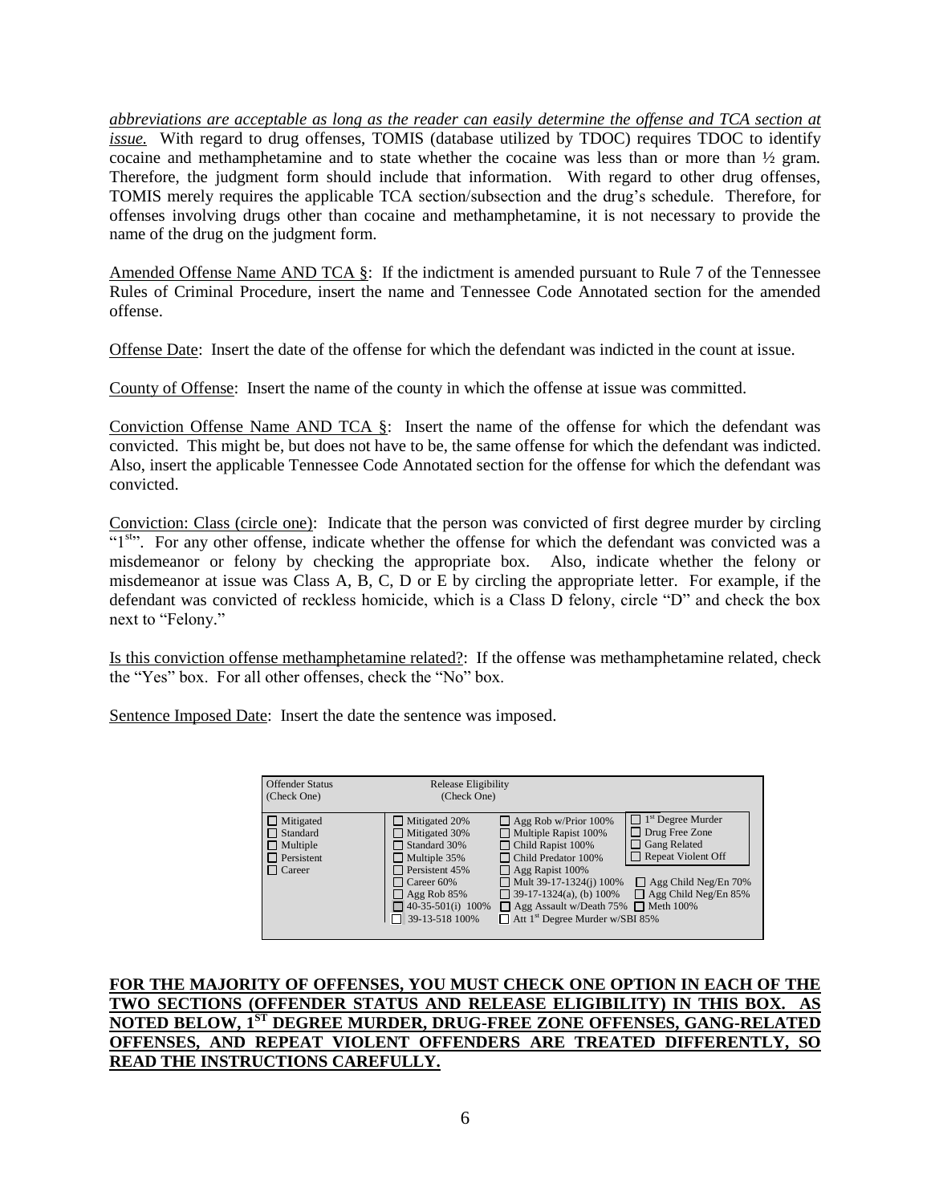*abbreviations are acceptable as long as the reader can easily determine the offense and TCA section at issue.* With regard to drug offenses, TOMIS (database utilized by TDOC) requires TDOC to identify cocaine and methamphetamine and to state whether the cocaine was less than or more than ½ gram. Therefore, the judgment form should include that information. With regard to other drug offenses, TOMIS merely requires the applicable TCA section/subsection and the drug's schedule. Therefore, for offenses involving drugs other than cocaine and methamphetamine, it is not necessary to provide the name of the drug on the judgment form.

Amended Offense Name AND TCA §: If the indictment is amended pursuant to Rule 7 of the Tennessee Rules of Criminal Procedure, insert the name and Tennessee Code Annotated section for the amended offense.

Offense Date: Insert the date of the offense for which the defendant was indicted in the count at issue.

County of Offense: Insert the name of the county in which the offense at issue was committed.

Conviction Offense Name AND TCA §: Insert the name of the offense for which the defendant was convicted. This might be, but does not have to be, the same offense for which the defendant was indicted. Also, insert the applicable Tennessee Code Annotated section for the offense for which the defendant was convicted.

Conviction: Class (circle one): Indicate that the person was convicted of first degree murder by circling "1st". For any other offense, indicate whether the offense for which the defendant was convicted was a misdemeanor or felony by checking the appropriate box. Also, indicate whether the felony or misdemeanor at issue was Class A, B, C, D or E by circling the appropriate letter. For example, if the defendant was convicted of reckless homicide, which is a Class D felony, circle "D" and check the box next to "Felony."

Is this conviction offense methamphetamine related?: If the offense was methamphetamine related, check the "Yes" box. For all other offenses, check the "No" box.

Sentence Imposed Date: Insert the date the sentence was imposed.

| Offender Status (Check One) | Release Eligibility (Check One) | | |
|---|---|---|---|
| ☐ Mitigated | ☐ Mitigated 20% | ☐ Agg Rob w/Prior 100% | ☐ 1st Degree Murder |
| ☐ Standard | ☐ Mitigated 30% | ☐ Multiple Rapist 100% | ☐ Drug Free Zone |
| ☐ Multiple | ☐ Standard 30% | ☐ Child Rapist 100% | ☐ Gang Related |
| ☐ Persistent | ☐ Multiple 35% | ☐ Child Predator 100% | ☐ Repeat Violent Off |
| ☐ Career | ☐ Persistent 45% | ☐ Agg Rapist 100% | |
| | ☐ Career 60% | ☐ Mult 39-17-1324(j) 100% | ☐ Agg Child Neg/En 70% |
| | ☐ Agg Rob 85% | ☐ 39-17-1324(a), (b) 100% | ☐ Agg Child Neg/En 85% |
| | ☐ 40-35-501(i) 100% | ☐ Agg Assault w/Death 75% | ☐ Meth 100% |
| | ☐ 39-13-518 100% | ☐ Att 1st Degree Murder w/SBI 85% | |

**FOR THE MAJORITY OF OFFENSES, YOU MUST CHECK ONE OPTION IN EACH OF THE TWO SECTIONS (OFFENDER STATUS AND RELEASE ELIGIBILITY) IN THIS BOX. AS NOTED BELOW, 1ST DEGREE MURDER, DRUG-FREE ZONE OFFENSES, GANG-RELATED OFFENSES, AND REPEAT VIOLENT OFFENDERS ARE TREATED DIFFERENTLY, SO READ THE INSTRUCTIONS CAREFULLY.**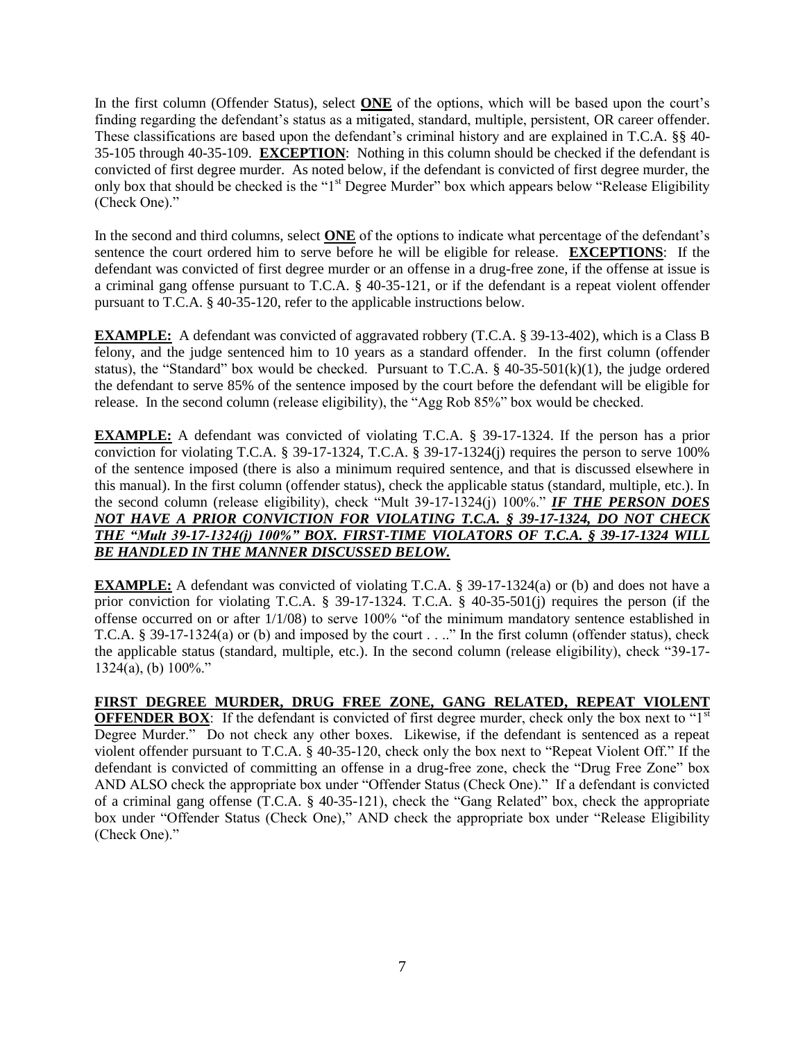In the first column (Offender Status), select **ONE** of the options, which will be based upon the court's finding regarding the defendant's status as a mitigated, standard, multiple, persistent, OR career offender. These classifications are based upon the defendant's criminal history and are explained in T.C.A. §§ 40-35-105 through 40-35-109. **EXCEPTION**: Nothing in this column should be checked if the defendant is convicted of first degree murder. As noted below, if the defendant is convicted of first degree murder, the only box that should be checked is the "1st Degree Murder" box which appears below "Release Eligibility (Check One)."

In the second and third columns, select **ONE** of the options to indicate what percentage of the defendant's sentence the court ordered him to serve before he will be eligible for release. **EXCEPTIONS**: If the defendant was convicted of first degree murder or an offense in a drug-free zone, if the offense at issue is a criminal gang offense pursuant to T.C.A. § 40-35-121, or if the defendant is a repeat violent offender pursuant to T.C.A. § 40-35-120, refer to the applicable instructions below.

**EXAMPLE:** A defendant was convicted of aggravated robbery (T.C.A. § 39-13-402), which is a Class B felony, and the judge sentenced him to 10 years as a standard offender. In the first column (offender status), the "Standard" box would be checked. Pursuant to T.C.A. § 40-35-501(k)(1), the judge ordered the defendant to serve 85% of the sentence imposed by the court before the defendant will be eligible for release. In the second column (release eligibility), the "Agg Rob 85%" box would be checked.

**EXAMPLE:** A defendant was convicted of violating T.C.A. § 39-17-1324. If the person has a prior conviction for violating T.C.A. § 39-17-1324, T.C.A. § 39-17-1324(j) requires the person to serve 100% of the sentence imposed (there is also a minimum required sentence, and that is discussed elsewhere in this manual). In the first column (offender status), check the applicable status (standard, multiple, etc.). In the second column (release eligibility), check "Mult 39-17-1324(j) 100%." ***IF THE PERSON DOES NOT HAVE A PRIOR CONVICTION FOR VIOLATING T.C.A. § 39-17-1324, DO NOT CHECK THE "Mult 39-17-1324(j) 100%" BOX. FIRST-TIME VIOLATORS OF T.C.A. § 39-17-1324 WILL BE HANDLED IN THE MANNER DISCUSSED BELOW.***

**EXAMPLE:** A defendant was convicted of violating T.C.A. § 39-17-1324(a) or (b) and does not have a prior conviction for violating T.C.A. § 39-17-1324. T.C.A. § 40-35-501(j) requires the person (if the offense occurred on or after 1/1/08) to serve 100% "of the minimum mandatory sentence established in T.C.A. § 39-17-1324(a) or (b) and imposed by the court . . .." In the first column (offender status), check the applicable status (standard, multiple, etc.). In the second column (release eligibility), check "39-17-1324(a), (b) 100%."

**FIRST DEGREE MURDER, DRUG FREE ZONE, GANG RELATED, REPEAT VIOLENT OFFENDER BOX**: If the defendant is convicted of first degree murder, check only the box next to "1st Degree Murder." Do not check any other boxes. Likewise, if the defendant is sentenced as a repeat violent offender pursuant to T.C.A. § 40-35-120, check only the box next to "Repeat Violent Off." If the defendant is convicted of committing an offense in a drug-free zone, check the "Drug Free Zone" box AND ALSO check the appropriate box under "Offender Status (Check One)." If a defendant is convicted of a criminal gang offense (T.C.A. § 40-35-121), check the "Gang Related" box, check the appropriate box under "Offender Status (Check One)," AND check the appropriate box under "Release Eligibility (Check One)."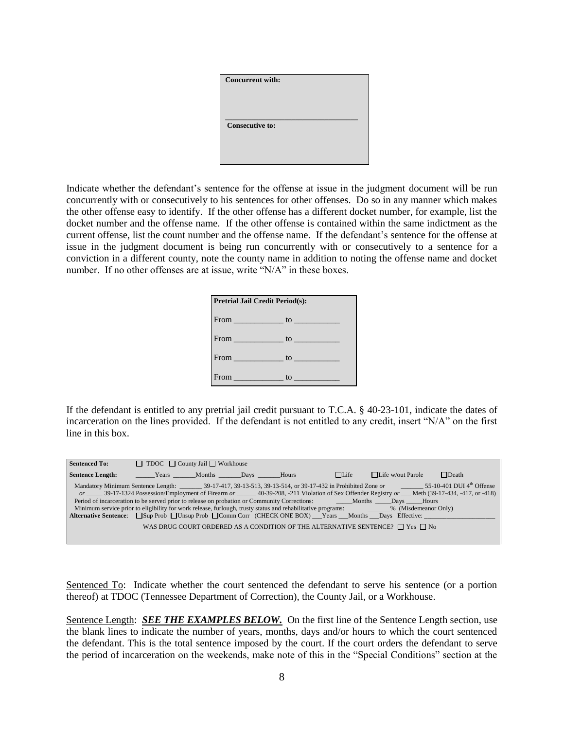**Concurrent with:**

______________________________

**Consecutive to:**

Indicate whether the defendant's sentence for the offense at issue in the judgment document will be run concurrently with or consecutively to his sentences for other offenses. Do so in any manner which makes the other offense easy to identify. If the other offense has a different docket number, for example, list the docket number and the offense name. If the other offense is contained within the same indictment as the current offense, list the count number and the offense name. If the defendant's sentence for the offense at issue in the judgment document is being run concurrently with or consecutively to a sentence for a conviction in a different county, note the county name in addition to noting the offense name and docket number. If no other offenses are at issue, write "N/A" in these boxes.

**Pretrial Jail Credit Period(s):**

From ____________ to ___________

From ____________ to ___________

From ____________ to ___________

From ____________ to ___________

If the defendant is entitled to any pretrial jail credit pursuant to T.C.A. § 40-23-101, indicate the dates of incarceration on the lines provided. If the defendant is not entitled to any credit, insert "N/A" on the first line in this box.

**Sentenced To:** ☐ TDOC ☐ County Jail ☐ Workhouse

**Sentence Length:** ______Years _______Months _______Days _______Hours ☐Life ☐Life w/out Parole ☐Death

Mandatory Minimum Sentence Length: _______ 39-17-417, 39-13-513, 39-13-514, or 39-17-432 in Prohibited Zone *or* _______ 55-10-401 DUI 4th Offense *or* _____ 39-17-1324 Possession/Employment of Firearm *or* ______ 40-39-208, -211 Violation of Sex Offender Registry *or* ___ Meth (39-17-434, -417, or -418)

Period of incarceration to be served prior to release on probation or Community Corrections: _____Months _____Days _____Hours

Minimum service prior to eligibility for work release, furlough, trusty status and rehabilitative programs: _______% (Misdemeanor Only)

**Alternative Sentence**: ☐Sup Prob ☐Unsup Prob ☐Comm Corr (CHECK ONE BOX) ___Years ___Months ___Days Effective: ______________________

WAS DRUG COURT ORDERED AS A CONDITION OF THE ALTERNATIVE SENTENCE? ☐ Yes ☐ No

Sentenced To: Indicate whether the court sentenced the defendant to serve his sentence (or a portion thereof) at TDOC (Tennessee Department of Correction), the County Jail, or a Workhouse.

Sentence Length: ***SEE THE EXAMPLES BELOW.*** On the first line of the Sentence Length section, use the blank lines to indicate the number of years, months, days and/or hours to which the court sentenced the defendant. This is the total sentence imposed by the court. If the court orders the defendant to serve the period of incarceration on the weekends, make note of this in the "Special Conditions" section at the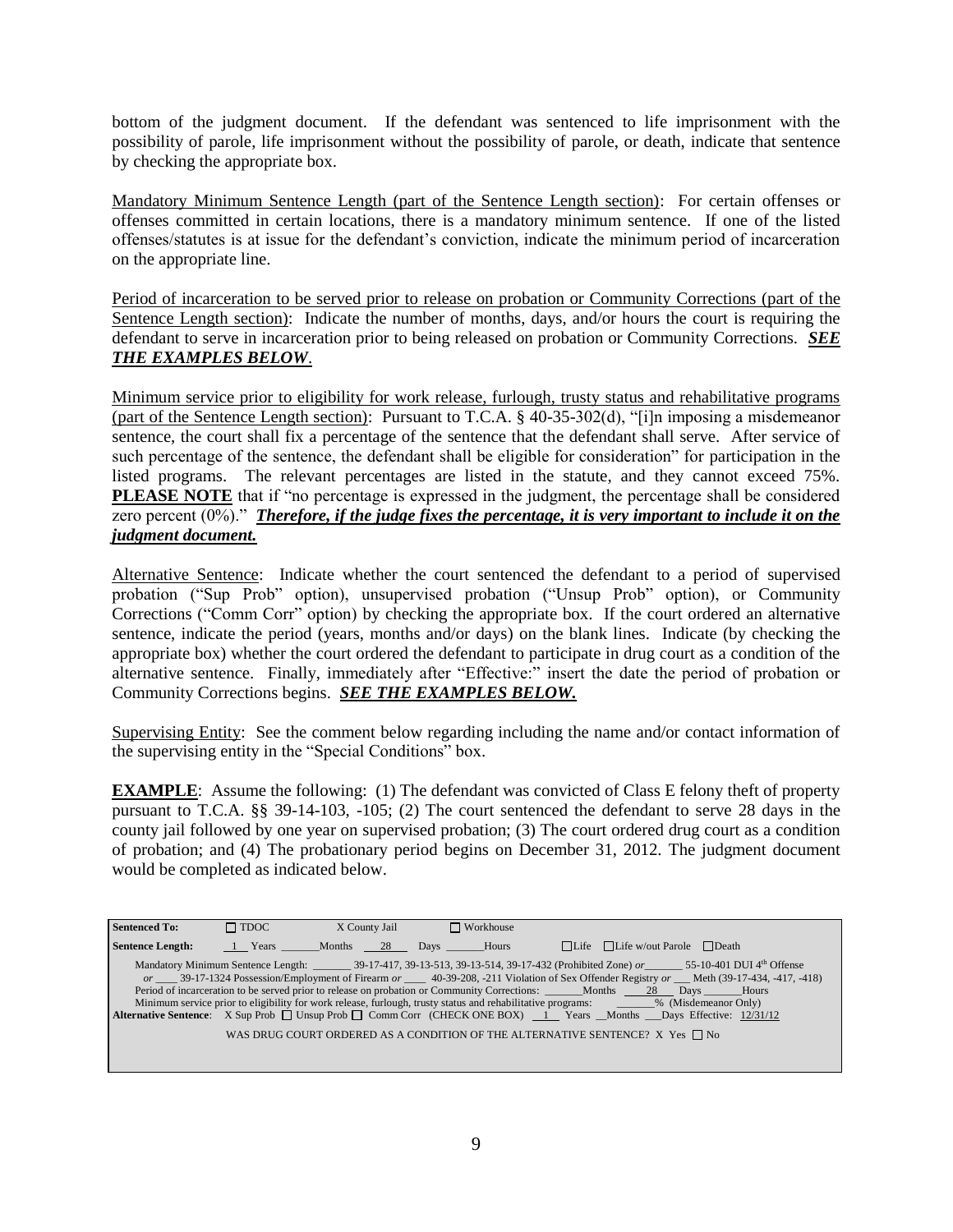bottom of the judgment document. If the defendant was sentenced to life imprisonment with the possibility of parole, life imprisonment without the possibility of parole, or death, indicate that sentence by checking the appropriate box.

Mandatory Minimum Sentence Length (part of the Sentence Length section): For certain offenses or offenses committed in certain locations, there is a mandatory minimum sentence. If one of the listed offenses/statutes is at issue for the defendant's conviction, indicate the minimum period of incarceration on the appropriate line.

Period of incarceration to be served prior to release on probation or Community Corrections (part of the Sentence Length section): Indicate the number of months, days, and/or hours the court is requiring the defendant to serve in incarceration prior to being released on probation or Community Corrections. ***SEE THE EXAMPLES BELOW***.

Minimum service prior to eligibility for work release, furlough, trusty status and rehabilitative programs (part of the Sentence Length section): Pursuant to T.C.A. § 40-35-302(d), "[i]n imposing a misdemeanor sentence, the court shall fix a percentage of the sentence that the defendant shall serve. After service of such percentage of the sentence, the defendant shall be eligible for consideration" for participation in the listed programs. The relevant percentages are listed in the statute, and they cannot exceed 75%. **PLEASE NOTE** that if "no percentage is expressed in the judgment, the percentage shall be considered zero percent (0%)." ***Therefore, if the judge fixes the percentage, it is very important to include it on the judgment document.***

Alternative Sentence: Indicate whether the court sentenced the defendant to a period of supervised probation ("Sup Prob" option), unsupervised probation ("Unsup Prob" option), or Community Corrections ("Comm Corr" option) by checking the appropriate box. If the court ordered an alternative sentence, indicate the period (years, months and/or days) on the blank lines. Indicate (by checking the appropriate box) whether the court ordered the defendant to participate in drug court as a condition of the alternative sentence. Finally, immediately after "Effective:" insert the date the period of probation or Community Corrections begins. ***SEE THE EXAMPLES BELOW.***

Supervising Entity: See the comment below regarding including the name and/or contact information of the supervising entity in the "Special Conditions" box.

**EXAMPLE**: Assume the following: (1) The defendant was convicted of Class E felony theft of property pursuant to T.C.A. §§ 39-14-103, -105; (2) The court sentenced the defendant to serve 28 days in the county jail followed by one year on supervised probation; (3) The court ordered drug court as a condition of probation; and (4) The probationary period begins on December 31, 2012. The judgment document would be completed as indicated below.

**Sentenced To:** ☐ TDOC X County Jail ☐ Workhouse

**Sentence Length:** 1 Years ______ Months 28 Days ______ Hours ☐ Life ☐ Life w/out Parole ☐ Death

Mandatory Minimum Sentence Length: ______ 39-17-417, 39-13-513, 39-13-514, 39-17-432 (Prohibited Zone) *or* ______ 55-10-401 DUI 4th Offense *or* ____ 39-17-1324 Possession/Employment of Firearm *or* ____ 40-39-208, -211 Violation of Sex Offender Registry *or* ___ Meth (39-17-434, -417, -418)

Period of incarceration to be served prior to release on probation or Community Corrections: ______ Months 28 Days ______ Hours

Minimum service prior to eligibility for work release, furlough, trusty status and rehabilitative programs: ______% (Misdemeanor Only)

**Alternative Sentence**: X Sup Prob ☐ Unsup Prob ☐ Comm Corr (CHECK ONE BOX) 1 Years __ Months ___ Days Effective: 12/31/12

WAS DRUG COURT ORDERED AS A CONDITION OF THE ALTERNATIVE SENTENCE? X Yes ☐ No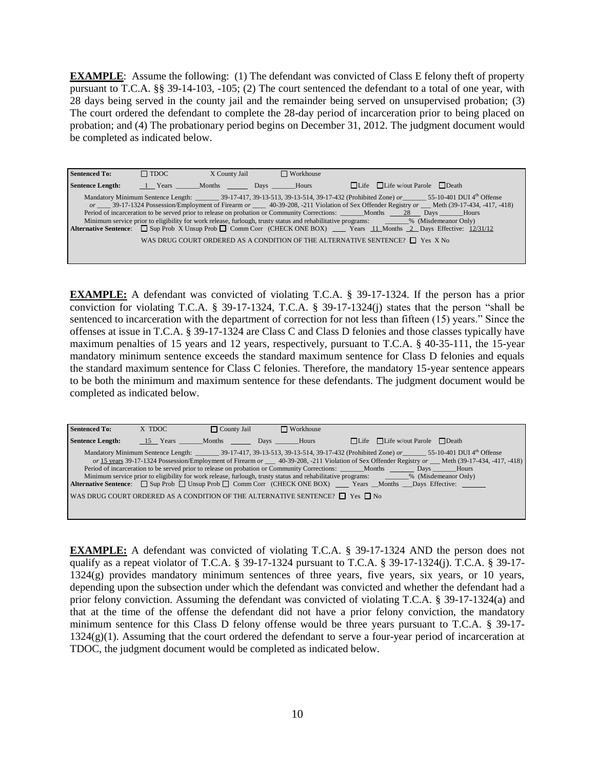**EXAMPLE**: Assume the following: (1) The defendant was convicted of Class E felony theft of property pursuant to T.C.A. §§ 39-14-103, -105; (2) The court sentenced the defendant to a total of one year, with 28 days being served in the county jail and the remainder being served on unsupervised probation; (3) The court ordered the defendant to complete the 28-day period of incarceration prior to being placed on probation; and (4) The probationary period begins on December 31, 2012. The judgment document would be completed as indicated below.

| **Sentenced To:** | ☐ TDOC | X County Jail | ☐ Workhouse |
|---|---|---|---|
| **Sentence Length:** | 1 Years ____Months ____ Days ____Hours | ☐Life ☐Life w/out Parole ☐Death | |

Mandatory Minimum Sentence Length: _______ 39-17-417, 39-13-513, 39-13-514, 39-17-432 (Prohibited Zone) *or*_______ 55-10-401 DUI 4th Offense
*or* ____ 39-17-1324 Possession/Employment of Firearm *or* ____ 40-39-208, -211 Violation of Sex Offender Registry *or* ___ Meth (39-17-434, -417, -418)
Period of incarceration to be served prior to release on probation or Community Corrections: _______Months 28 Days _______Hours
Minimum service prior to eligibility for work release, furlough, trusty status and rehabilitative programs: _______% (Misdemeanor Only)
**Alternative Sentence**: ☐ Sup Prob X Unsup Prob ☐ Comm Corr (CHECK ONE BOX) ____ Years 11 Months 2 Days Effective: 12/31/12

WAS DRUG COURT ORDERED AS A CONDITION OF THE ALTERNATIVE SENTENCE? ☐ Yes X No

**EXAMPLE:** A defendant was convicted of violating T.C.A. § 39-17-1324. If the person has a prior conviction for violating T.C.A. § 39-17-1324, T.C.A. § 39-17-1324(j) states that the person "shall be sentenced to incarceration with the department of correction for not less than fifteen (15) years." Since the offenses at issue in T.C.A. § 39-17-1324 are Class C and Class D felonies and those classes typically have maximum penalties of 15 years and 12 years, respectively, pursuant to T.C.A. § 40-35-111, the 15-year mandatory minimum sentence exceeds the standard maximum sentence for Class D felonies and equals the standard maximum sentence for Class C felonies. Therefore, the mandatory 15-year sentence appears to be both the minimum and maximum sentence for these defendants. The judgment document would be completed as indicated below.

| **Sentenced To:** | X TDOC | ☐ County Jail | ☐ Workhouse |
|---|---|---|---|
| **Sentence Length:** | 15 Years ____Months ____ Days ____Hours | ☐Life ☐Life w/out Parole ☐Death | |

Mandatory Minimum Sentence Length: _______ 39-17-417, 39-13-513, 39-13-514, 39-17-432 (Prohibited Zone) *or*_______ 55-10-401 DUI 4th Offense
*or* 15 years 39-17-1324 Possession/Employment of Firearm *or* ___ 40-39-208, -211 Violation of Sex Offender Registry *or* ___ Meth (39-17-434, -417, -418)
Period of incarceration to be served prior to release on probation or Community Corrections: _______Months _______ Days _______Hours
Minimum service prior to eligibility for work release, furlough, trusty status and rehabilitative programs: _______% (Misdemeanor Only)
**Alternative Sentence**: ☐ Sup Prob ☐ Unsup Prob ☐ Comm Corr (CHECK ONE BOX) ____ Years __Months ___Days Effective: _______

WAS DRUG COURT ORDERED AS A CONDITION OF THE ALTERNATIVE SENTENCE? ☐ Yes ☐ No

**EXAMPLE:** A defendant was convicted of violating T.C.A. § 39-17-1324 AND the person does not qualify as a repeat violator of T.C.A. § 39-17-1324 pursuant to T.C.A. § 39-17-1324(j). T.C.A. § 39-17-1324(g) provides mandatory minimum sentences of three years, five years, six years, or 10 years, depending upon the subsection under which the defendant was convicted and whether the defendant had a prior felony conviction. Assuming the defendant was convicted of violating T.C.A. § 39-17-1324(a) and that at the time of the offense the defendant did not have a prior felony conviction, the mandatory minimum sentence for this Class D felony offense would be three years pursuant to T.C.A. § 39-17-1324(g)(1). Assuming that the court ordered the defendant to serve a four-year period of incarceration at TDOC, the judgment document would be completed as indicated below.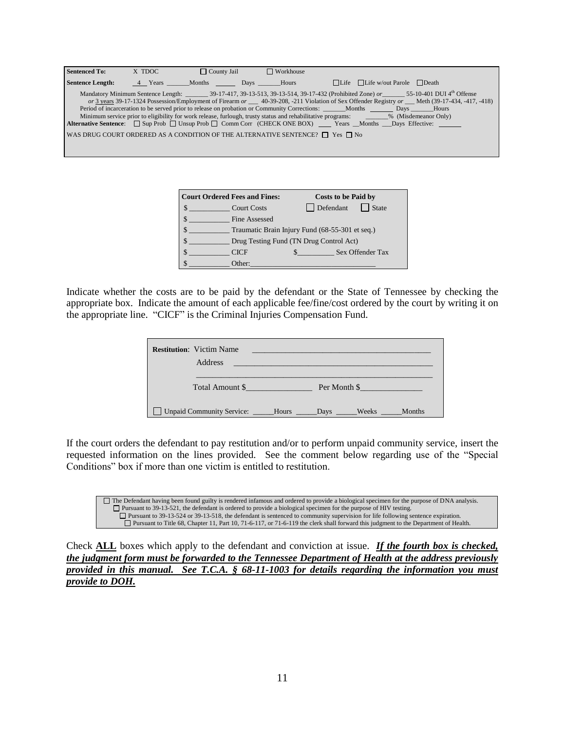| **Sentenced To:** | X TDOC | ☐ County Jail | ☐ Workhouse |
|---|---|---|---|

**Sentence Length:** 4 Years _______Months _______ Days _______Hours ☐Life ☐Life w/out Parole ☐Death

Mandatory Minimum Sentence Length: _______ 39-17-417, 39-13-513, 39-13-514, 39-17-432 (Prohibited Zone) *or* _______ 55-10-401 DUI 4th Offense
*or* 3 years 39-17-1324 Possession/Employment of Firearm *or* ___ 40-39-208, -211 Violation of Sex Offender Registry *or* ___ Meth (39-17-434, -417, -418)
Period of incarceration to be served prior to release on probation or Community Corrections: _______Months _______ Days _______Hours
Minimum service prior to eligibility for work release, furlough, trusty status and rehabilitative programs: _______% (Misdemeanor Only)
**Alternative Sentence**: ☐ Sup Prob ☐ Unsup Prob ☐ Comm Corr (CHECK ONE BOX) ____ Years __Months ___Days Effective: _______

WAS DRUG COURT ORDERED AS A CONDITION OF THE ALTERNATIVE SENTENCE? ☐ Yes ☐ No

| **Court Ordered Fees and Fines:** | | **Costs to be Paid by** |
|---|---|---|
| $ ___________ | Court Costs | ☐ Defendant ☐ State |
| $ ___________ | Fine Assessed | |
| $ ___________ | Traumatic Brain Injury Fund (68-55-301 et seq.) | |
| $ ___________ | Drug Testing Fund (TN Drug Control Act) | |
| $ ___________ | CICF | $__________ Sex Offender Tax |
| $ ___________ | Other:________________________________ | |

Indicate whether the costs are to be paid by the defendant or the State of Tennessee by checking the appropriate box. Indicate the amount of each applicable fee/fine/cost ordered by the court by writing it on the appropriate line. "CICF" is the Criminal Injuries Compensation Fund.

**Restitution**: Victim Name ___________________________________________

Address _________________________________________________
_________________________________________________________

Total Amount $________________ Per Month $_______________

☐ Unpaid Community Service: ______Hours ______Days ______Weeks ______Months

If the court orders the defendant to pay restitution and/or to perform unpaid community service, insert the requested information on the lines provided. See the comment below regarding use of the "Special Conditions" box if more than one victim is entitled to restitution.

☐ The Defendant having been found guilty is rendered infamous and ordered to provide a biological specimen for the purpose of DNA analysis.
☐ Pursuant to 39-13-521, the defendant is ordered to provide a biological specimen for the purpose of HIV testing.
☐ Pursuant to 39-13-524 or 39-13-518, the defendant is sentenced to community supervision for life following sentence expiration.
☐ Pursuant to Title 68, Chapter 11, Part 10, 71-6-117, or 71-6-119 the clerk shall forward this judgment to the Department of Health.

Check **ALL** boxes which apply to the defendant and conviction at issue. ***If the fourth box is checked, the judgment form must be forwarded to the Tennessee Department of Health at the address previously provided in this manual. See T.C.A. § 68-11-1003 for details regarding the information you must provide to DOH.***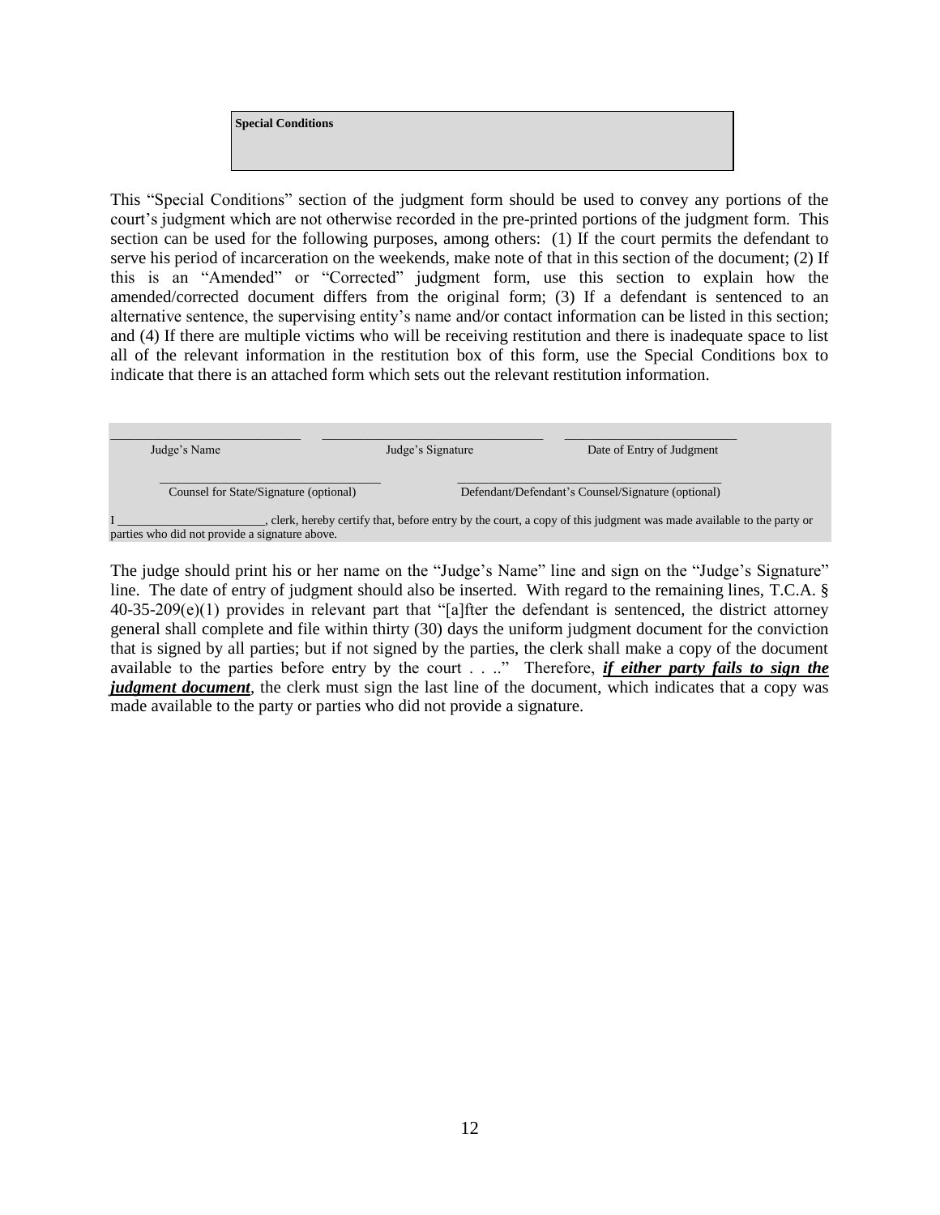**Special Conditions**

This "Special Conditions" section of the judgment form should be used to convey any portions of the court's judgment which are not otherwise recorded in the pre-printed portions of the judgment form. This section can be used for the following purposes, among others: (1) If the court permits the defendant to serve his period of incarceration on the weekends, make note of that in this section of the document; (2) If this is an "Amended" or "Corrected" judgment form, use this section to explain how the amended/corrected document differs from the original form; (3) If a defendant is sentenced to an alternative sentence, the supervising entity's name and/or contact information can be listed in this section; and (4) If there are multiple victims who will be receiving restitution and there is inadequate space to list all of the relevant information in the restitution box of this form, use the Special Conditions box to indicate that there is an attached form which sets out the relevant restitution information.

| | | |
|---|---|---|
| ____________________ | ____________________ | ____________________ |
| Judge's Name | Judge's Signature | Date of Entry of Judgment |

| | |
|---|---|
| ____________________ | ____________________ |
| Counsel for State/Signature (optional) | Defendant/Defendant's Counsel/Signature (optional) |

I ______________________, clerk, hereby certify that, before entry by the court, a copy of this judgment was made available to the party or parties who did not provide a signature above.

The judge should print his or her name on the "Judge's Name" line and sign on the "Judge's Signature" line. The date of entry of judgment should also be inserted. With regard to the remaining lines, T.C.A. § 40-35-209(e)(1) provides in relevant part that "[a]fter the defendant is sentenced, the district attorney general shall complete and file within thirty (30) days the uniform judgment document for the conviction that is signed by all parties; but if not signed by the parties, the clerk shall make a copy of the document available to the parties before entry by the court . . .." Therefore, ***<u>if either party fails to sign the judgment document</u>***, the clerk must sign the last line of the document, which indicates that a copy was made available to the party or parties who did not provide a signature.